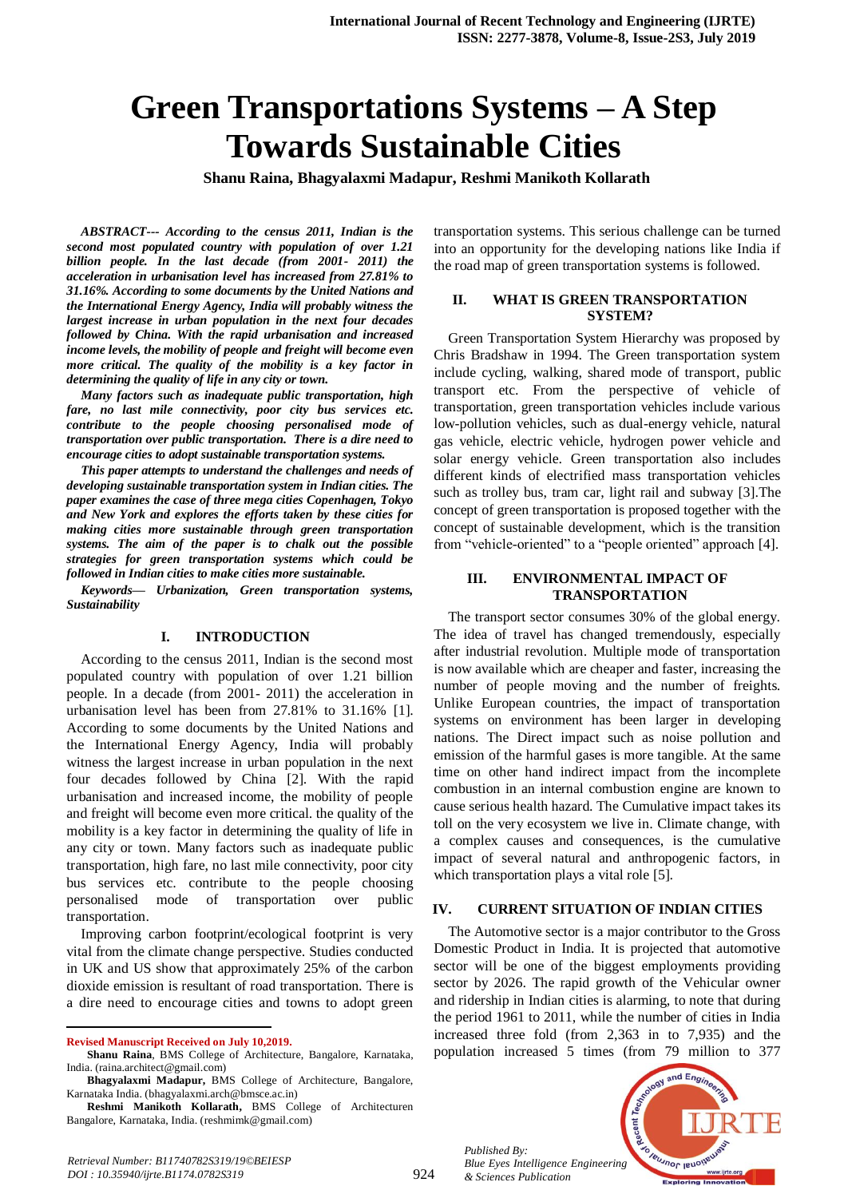# Green Transportations Systems – A Step Towards Sustainable Cities

**Shanu Raina, Bhagyalaxmi Madapur, Reshmi Manikoth Kollarath**

***ABSTRACT--- According to the census 2011, Indian is the second most populated country with population of over 1.21 billion people. In the last decade (from 2001- 2011) the acceleration in urbanisation level has increased from 27.81% to 31.16%. According to some documents by the United Nations and the International Energy Agency, India will probably witness the largest increase in urban population in the next four decades followed by China. With the rapid urbanisation and increased income levels, the mobility of people and freight will become even more critical. The quality of the mobility is a key factor in determining the quality of life in any city or town.***

***Many factors such as inadequate public transportation, high fare, no last mile connectivity, poor city bus services etc. contribute to the people choosing personalised mode of transportation over public transportation. There is a dire need to encourage cities to adopt sustainable transportation systems.***

***This paper attempts to understand the challenges and needs of developing sustainable transportation system in Indian cities. The paper examines the case of three mega cities Copenhagen, Tokyo and New York and explores the efforts taken by these cities for making cities more sustainable through green transportation systems. The aim of the paper is to chalk out the possible strategies for green transportation systems which could be followed in Indian cities to make cities more sustainable.***

***Keywords— Urbanization, Green transportation systems, Sustainability***

## I. INTRODUCTION

According to the census 2011, Indian is the second most populated country with population of over 1.21 billion people. In a decade (from 2001- 2011) the acceleration in urbanisation level has been from 27.81% to 31.16% [1]. According to some documents by the United Nations and the International Energy Agency, India will probably witness the largest increase in urban population in the next four decades followed by China [2]. With the rapid urbanisation and increased income, the mobility of people and freight will become even more critical. the quality of the mobility is a key factor in determining the quality of life in any city or town. Many factors such as inadequate public transportation, high fare, no last mile connectivity, poor city bus services etc. contribute to the people choosing personalised mode of transportation over public transportation.

Improving carbon footprint/ecological footprint is very vital from the climate change perspective. Studies conducted in UK and US show that approximately 25% of the carbon dioxide emission is resultant of road transportation. There is a dire need to encourage cities and towns to adopt green transportation systems. This serious challenge can be turned into an opportunity for the developing nations like India if the road map of green transportation systems is followed.

## II. WHAT IS GREEN TRANSPORTATION SYSTEM?

Green Transportation System Hierarchy was proposed by Chris Bradshaw in 1994. The Green transportation system include cycling, walking, shared mode of transport, public transport etc. From the perspective of vehicle of transportation, green transportation vehicles include various low-pollution vehicles, such as dual-energy vehicle, natural gas vehicle, electric vehicle, hydrogen power vehicle and solar energy vehicle. Green transportation also includes different kinds of electrified mass transportation vehicles such as trolley bus, tram car, light rail and subway [3].The concept of green transportation is proposed together with the concept of sustainable development, which is the transition from "vehicle-oriented" to a "people oriented" approach [4].

## III. ENVIRONMENTAL IMPACT OF TRANSPORTATION

The transport sector consumes 30% of the global energy. The idea of travel has changed tremendously, especially after industrial revolution. Multiple mode of transportation is now available which are cheaper and faster, increasing the number of people moving and the number of freights. Unlike European countries, the impact of transportation systems on environment has been larger in developing nations. The Direct impact such as noise pollution and emission of the harmful gases is more tangible. At the same time on other hand indirect impact from the incomplete combustion in an internal combustion engine are known to cause serious health hazard. The Cumulative impact takes its toll on the very ecosystem we live in. Climate change, with a complex causes and consequences, is the cumulative impact of several natural and anthropogenic factors, in which transportation plays a vital role [5].

## IV. CURRENT SITUATION OF INDIAN CITIES

The Automotive sector is a major contributor to the Gross Domestic Product in India. It is projected that automotive sector will be one of the biggest employments providing sector by 2026. The rapid growth of the Vehicular owner and ridership in Indian cities is alarming, to note that during the period 1961 to 2011, while the number of cities in India increased three fold (from 2,363 in to 7,935) and the population increased 5 times (from 79 million to 377

---

**Revised Manuscript Received on July 10,2019.**

**Shanu Raina**, BMS College of Architecture, Bangalore, Karnataka, India. (raina.architect@gmail.com)

**Bhagyalaxmi Madapur,** BMS College of Architecture, Bangalore, Karnataka India. (bhagyalaxmi.arch@bmsce.ac.in)

**Reshmi Manikoth Kollarath,** BMS College of Architecturen Bangalore, Karnataka, India. (reshmimk@gmail.com)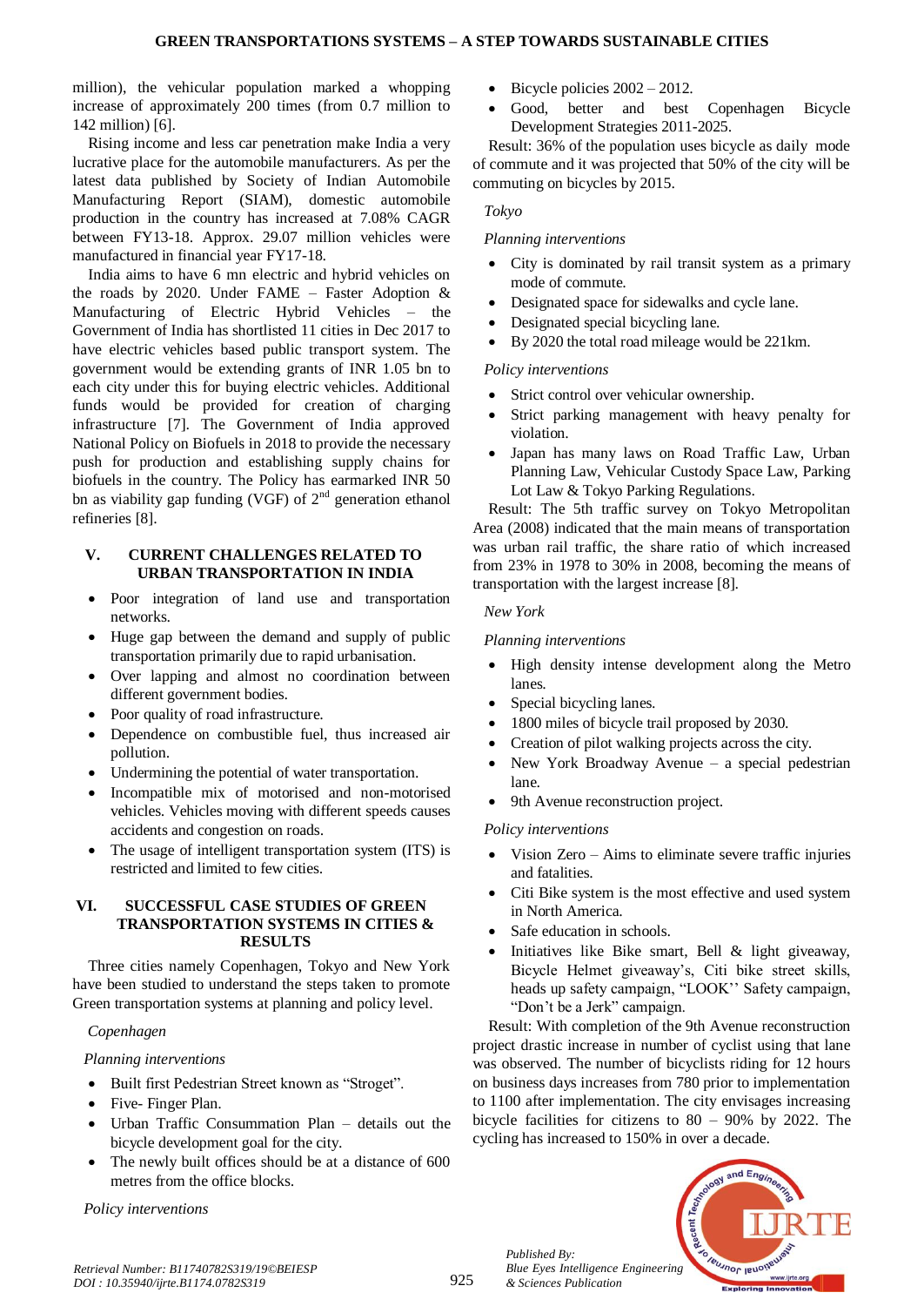million), the vehicular population marked a whopping increase of approximately 200 times (from 0.7 million to 142 million) [6].

Rising income and less car penetration make India a very lucrative place for the automobile manufacturers. As per the latest data published by Society of Indian Automobile Manufacturing Report (SIAM), domestic automobile production in the country has increased at 7.08% CAGR between FY13-18. Approx. 29.07 million vehicles were manufactured in financial year FY17-18.

India aims to have 6 mn electric and hybrid vehicles on the roads by 2020. Under FAME – Faster Adoption & Manufacturing of Electric Hybrid Vehicles – the Government of India has shortlisted 11 cities in Dec 2017 to have electric vehicles based public transport system. The government would be extending grants of INR 1.05 bn to each city under this for buying electric vehicles. Additional funds would be provided for creation of charging infrastructure [7]. The Government of India approved National Policy on Biofuels in 2018 to provide the necessary push for production and establishing supply chains for biofuels in the country. The Policy has earmarked INR 50 bn as viability gap funding (VGF) of 2nd generation ethanol refineries [8].

## V. CURRENT CHALLENGES RELATED TO URBAN TRANSPORTATION IN INDIA

- Poor integration of land use and transportation networks.
- Huge gap between the demand and supply of public transportation primarily due to rapid urbanisation.
- Over lapping and almost no coordination between different government bodies.
- Poor quality of road infrastructure.
- Dependence on combustible fuel, thus increased air pollution.
- Undermining the potential of water transportation.
- Incompatible mix of motorised and non-motorised vehicles. Vehicles moving with different speeds causes accidents and congestion on roads.
- The usage of intelligent transportation system (ITS) is restricted and limited to few cities.

## VI. SUCCESSFUL CASE STUDIES OF GREEN TRANSPORTATION SYSTEMS IN CITIES & RESULTS

Three cities namely Copenhagen, Tokyo and New York have been studied to understand the steps taken to promote Green transportation systems at planning and policy level.

*Copenhagen*

*Planning interventions*

- Built first Pedestrian Street known as "Stroget".
- Five- Finger Plan.
- Urban Traffic Consummation Plan – details out the bicycle development goal for the city.
- The newly built offices should be at a distance of 600 metres from the office blocks.

*Policy interventions*

- Bicycle policies 2002 – 2012.
- Good, better and best Copenhagen Bicycle Development Strategies 2011-2025.

Result: 36% of the population uses bicycle as daily mode of commute and it was projected that 50% of the city will be commuting on bicycles by 2015.

*Tokyo*

*Planning interventions*

- City is dominated by rail transit system as a primary mode of commute.
- Designated space for sidewalks and cycle lane.
- Designated special bicycling lane.
- By 2020 the total road mileage would be 221km.

*Policy interventions*

- Strict control over vehicular ownership.
- Strict parking management with heavy penalty for violation.
- Japan has many laws on Road Traffic Law, Urban Planning Law, Vehicular Custody Space Law, Parking Lot Law & Tokyo Parking Regulations.

Result: The 5th traffic survey on Tokyo Metropolitan Area (2008) indicated that the main means of transportation was urban rail traffic, the share ratio of which increased from 23% in 1978 to 30% in 2008, becoming the means of transportation with the largest increase [8].

*New York*

*Planning interventions*

- High density intense development along the Metro lanes.
- Special bicycling lanes.
- 1800 miles of bicycle trail proposed by 2030.
- Creation of pilot walking projects across the city.
- New York Broadway Avenue – a special pedestrian lane.
- 9th Avenue reconstruction project.

*Policy interventions*

- Vision Zero – Aims to eliminate severe traffic injuries and fatalities.
- Citi Bike system is the most effective and used system in North America.
- Safe education in schools.
- Initiatives like Bike smart, Bell & light giveaway, Bicycle Helmet giveaway's, Citi bike street skills, heads up safety campaign, "LOOK'' Safety campaign, "Don't be a Jerk" campaign.

Result: With completion of the 9th Avenue reconstruction project drastic increase in number of cyclist using that lane was observed. The number of bicyclists riding for 12 hours on business days increases from 780 prior to implementation to 1100 after implementation. The city envisages increasing bicycle facilities for citizens to 80 – 90% by 2022. The cycling has increased to 150% in over a decade.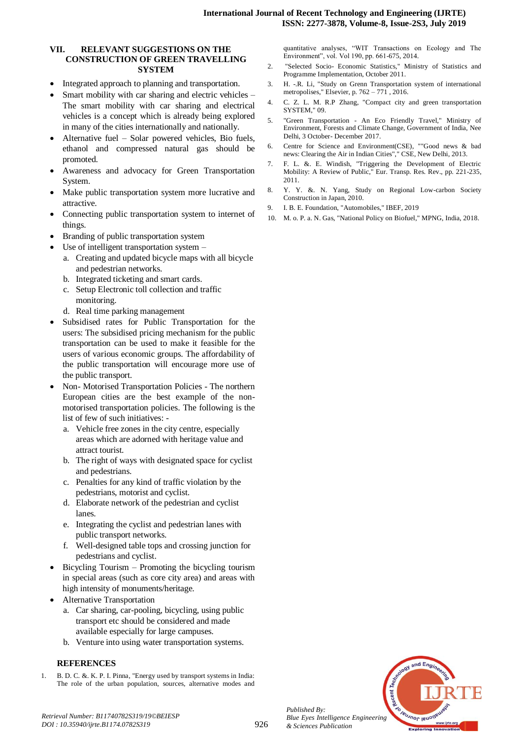## VII. RELEVANT SUGGESTIONS ON THE CONSTRUCTION OF GREEN TRAVELLING SYSTEM

- Integrated approach to planning and transportation.
- Smart mobility with car sharing and electric vehicles – The smart mobility with car sharing and electrical vehicles is a concept which is already being explored in many of the cities internationally and nationally.
- Alternative fuel – Solar powered vehicles, Bio fuels, ethanol and compressed natural gas should be promoted.
- Awareness and advocacy for Green Transportation System.
- Make public transportation system more lucrative and attractive.
- Connecting public transportation system to internet of things.
- Branding of public transportation system
- Use of intelligent transportation system –
  a. Creating and updated bicycle maps with all bicycle and pedestrian networks.
  b. Integrated ticketing and smart cards.
  c. Setup Electronic toll collection and traffic monitoring.
  d. Real time parking management
- Subsidised rates for Public Transportation for the users: The subsidised pricing mechanism for the public transportation can be used to make it feasible for the users of various economic groups. The affordability of the public transportation will encourage more use of the public transport.
- Non- Motorised Transportation Policies - The northern European cities are the best example of the non-motorised transportation policies. The following is the list of few of such initiatives: -
  a. Vehicle free zones in the city centre, especially areas which are adorned with heritage value and attract tourist.
  b. The right of ways with designated space for cyclist and pedestrians.
  c. Penalties for any kind of traffic violation by the pedestrians, motorist and cyclist.
  d. Elaborate network of the pedestrian and cyclist lanes.
  e. Integrating the cyclist and pedestrian lanes with public transport networks.
  f. Well-designed table tops and crossing junction for pedestrians and cyclist.
- Bicycling Tourism – Promoting the bicycling tourism in special areas (such as core city area) and areas with high intensity of monuments/heritage.
- Alternative Transportation
  a. Car sharing, car-pooling, bicycling, using public transport etc should be considered and made available especially for large campuses.
  b. Venture into using water transportation systems.

## REFERENCES

1. B. D. C. &. K. P. I. Pinna, "Energy used by transport systems in India: The role of the urban population, sources, alternative modes and quantitative analyses, "WIT Transactions on Ecology and The Environment", vol. Vol 190, pp. 661-675, 2014.
2. "Selected Socio- Economic Statistics," Ministry of Statistics and Programme Implementation, October 2011.
3. H. -.R. Li, "Study on Grenn Transportation system of international metropolises," Elsevier, p. 762 – 771 , 2016.
4. C. Z. L. M. R.P Zhang, "Compact city and green transportation SYSTEM," 09.
5. "Green Transportation - An Eco Friendly Travel," Ministry of Environment, Forests and Climate Change, Government of India, Nee Delhi, 3 October- December 2017.
6. Centre for Science and Environment(CSE), ""Good news & bad news: Clearing the Air in Indian Cities"," CSE, New Delhi, 2013.
7. F. L. &. E. Windish, "Triggering the Development of Electric Mobility: A Review of Public," Eur. Transp. Res. Rev., pp. 221-235, 2011.
8. Y. Y. &. N. Yang, Study on Regional Low-carbon Society Construction in Japan, 2010.
9. I. B. E. Foundation, "Automobiles," IBEF, 2019
10. M. o. P. a. N. Gas, "National Policy on Biofuel," MPNG, India, 2018.